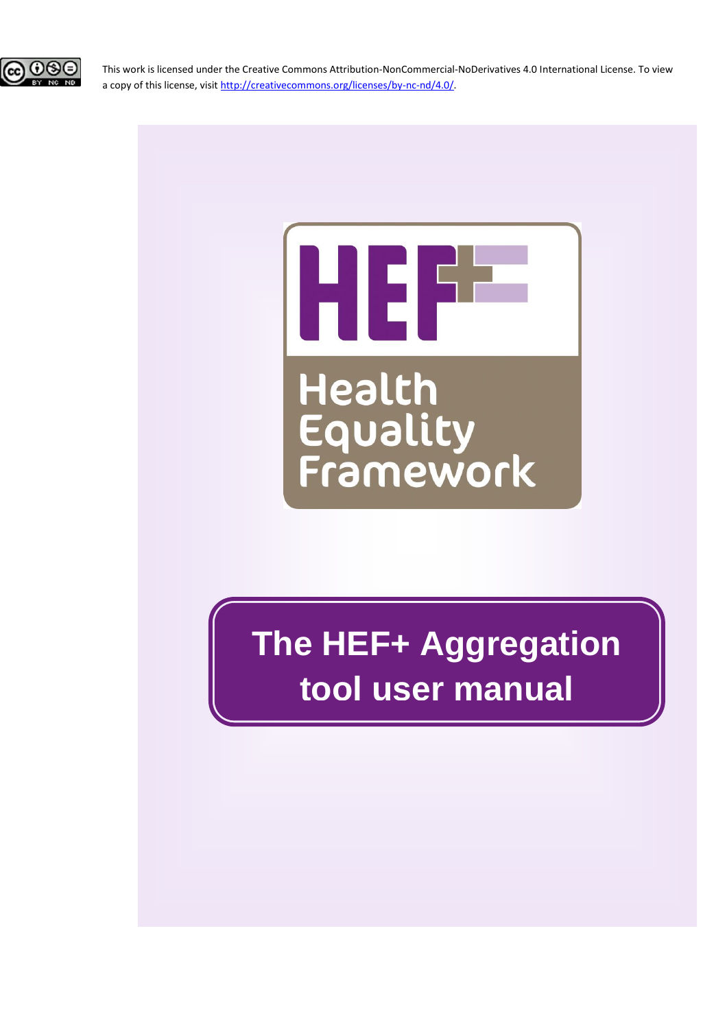This work is licensed under the Creative Commons Attribution-NonCommercial-NoDerivatives 4.0 International License. To view a copy of this license, visit http://creativecommons.org/licenses/by-nc-nd/4.0/.

HEF+

Health Equality Framework

# The HEF+ Aggregation tool user manual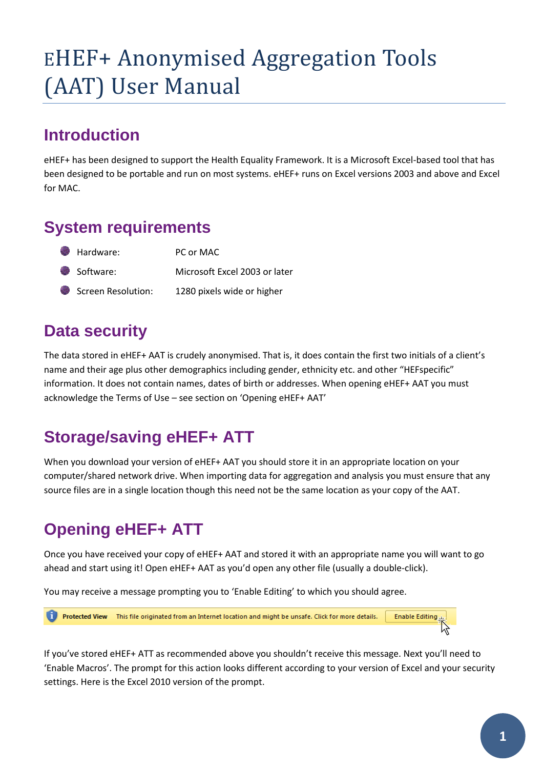# eHEF+ Anonymised Aggregation Tools (AAT) User Manual

## Introduction

eHEF+ has been designed to support the Health Equality Framework. It is a Microsoft Excel-based tool that has been designed to be portable and run on most systems. eHEF+ runs on Excel versions 2003 and above and Excel for MAC.

## System requirements

- Hardware: PC or MAC
- Software: Microsoft Excel 2003 or later
- Screen Resolution: 1280 pixels wide or higher

## Data security

The data stored in eHEF+ AAT is crudely anonymised. That is, it does contain the first two initials of a client's name and their age plus other demographics including gender, ethnicity etc. and other "HEFspecific" information. It does not contain names, dates of birth or addresses. When opening eHEF+ AAT you must acknowledge the Terms of Use – see section on 'Opening eHEF+ AAT'

## Storage/saving eHEF+ ATT

When you download your version of eHEF+ AAT you should store it in an appropriate location on your computer/shared network drive. When importing data for aggregation and analysis you must ensure that any source files are in a single location though this need not be the same location as your copy of the AAT.

## Opening eHEF+ ATT

Once you have received your copy of eHEF+ AAT and stored it with an appropriate name you will want to go ahead and start using it! Open eHEF+ AAT as you'd open any other file (usually a double-click).

You may receive a message prompting you to 'Enable Editing' to which you should agree.

Protected View This file originated from an Internet location and might be unsafe. Click for more details. Enable Editing

If you've stored eHEF+ ATT as recommended above you shouldn't receive this message. Next you'll need to 'Enable Macros'. The prompt for this action looks different according to your version of Excel and your security settings. Here is the Excel 2010 version of the prompt.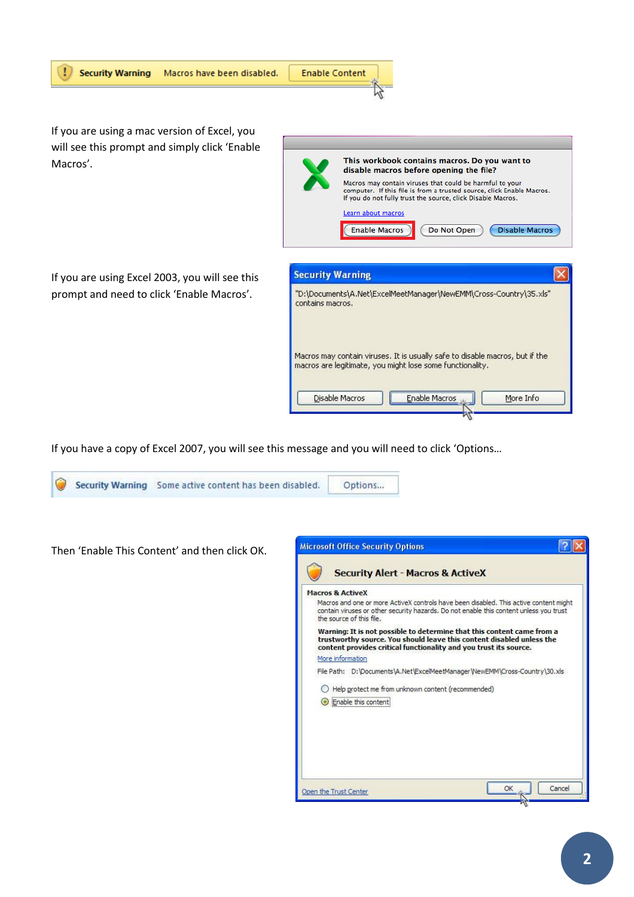If you are using a mac version of Excel, you will see this prompt and simply click 'Enable Macros'.

If you are using Excel 2003, you will see this prompt and need to click 'Enable Macros'.

If you have a copy of Excel 2007, you will see this message and you will need to click 'Options…

Then 'Enable This Content' and then click OK.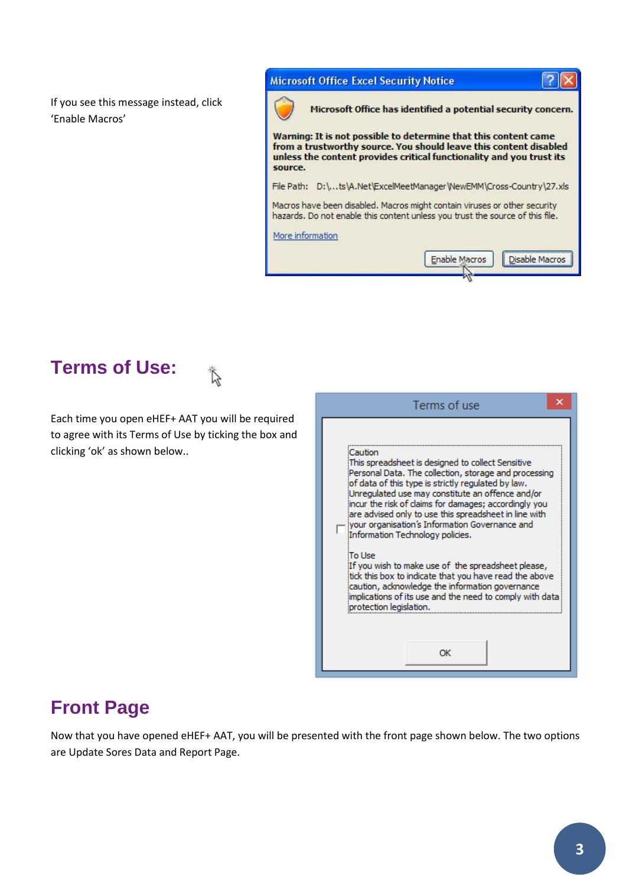If you see this message instead, click 'Enable Macros'

## Terms of Use:

Each time you open eHEF+ AAT you will be required to agree with its Terms of Use by ticking the box and clicking 'ok' as shown below..

## Front Page

Now that you have opened eHEF+ AAT, you will be presented with the front page shown below. The two options are Update Sores Data and Report Page.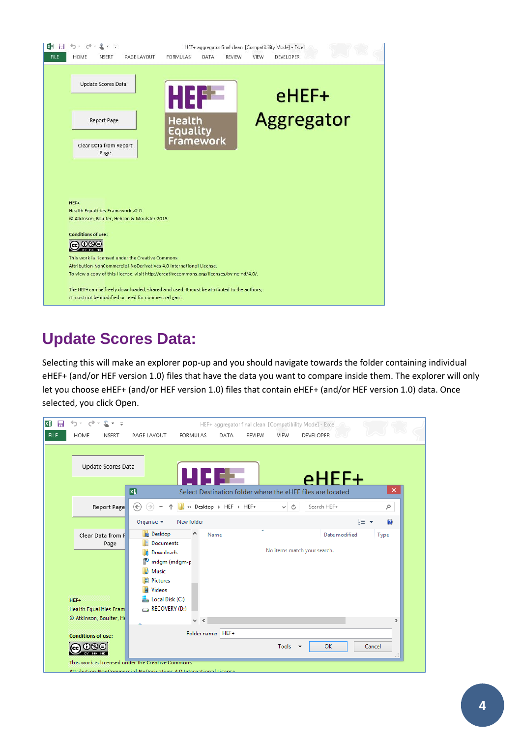## Update Scores Data:

Selecting this will make an explorer pop-up and you should navigate towards the folder containing individual eHEF+ (and/or HEF version 1.0) files that have the data you want to compare inside them. The explorer will only let you choose eHEF+ (and/or HEF version 1.0) files that contain eHEF+ (and/or HEF version 1.0) data. Once selected, you click Open.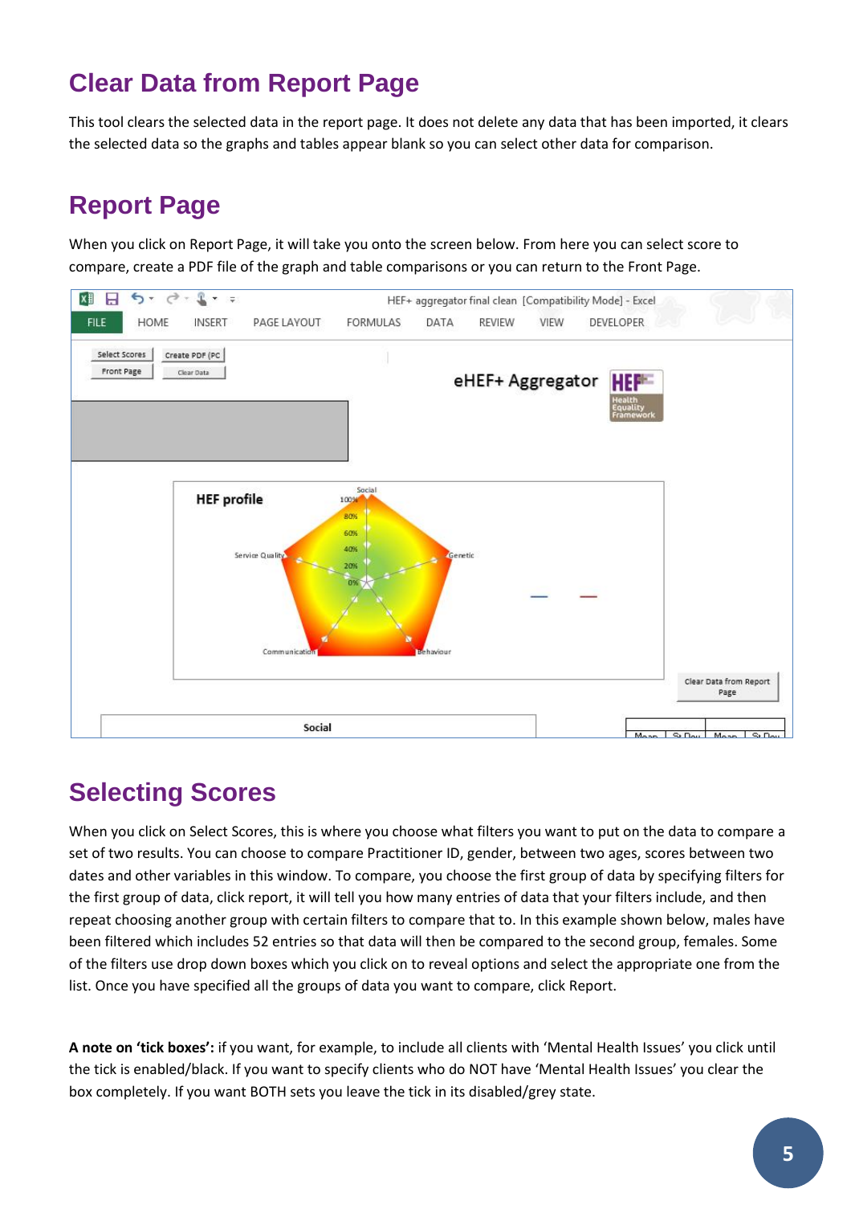## Clear Data from Report Page

This tool clears the selected data in the report page. It does not delete any data that has been imported, it clears the selected data so the graphs and tables appear blank so you can select other data for comparison.

## Report Page

When you click on Report Page, it will take you onto the screen below. From here you can select score to compare, create a PDF file of the graph and table comparisons or you can return to the Front Page.

## Selecting Scores

When you click on Select Scores, this is where you choose what filters you want to put on the data to compare a set of two results. You can choose to compare Practitioner ID, gender, between two ages, scores between two dates and other variables in this window. To compare, you choose the first group of data by specifying filters for the first group of data, click report, it will tell you how many entries of data that your filters include, and then repeat choosing another group with certain filters to compare that to. In this example shown below, males have been filtered which includes 52 entries so that data will then be compared to the second group, females. Some of the filters use drop down boxes which you click on to reveal options and select the appropriate one from the list. Once you have specified all the groups of data you want to compare, click Report.

**A note on 'tick boxes':** if you want, for example, to include all clients with 'Mental Health Issues' you click until the tick is enabled/black. If you want to specify clients who do NOT have 'Mental Health Issues' you clear the box completely. If you want BOTH sets you leave the tick in its disabled/grey state.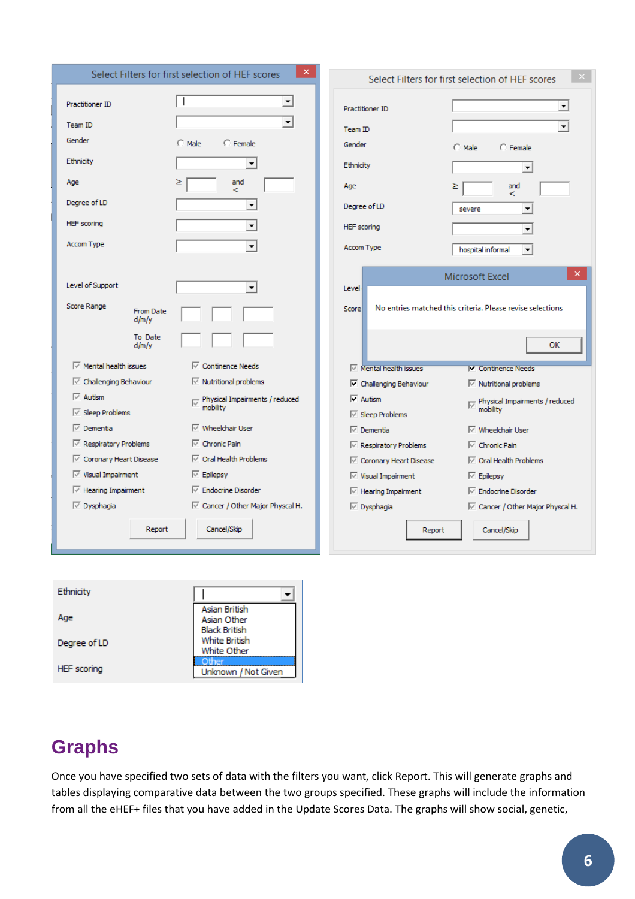Select Filters for first selection of HEF scores

Practitioner ID

Team ID

Gender ○ Male ○ Female

Ethnicity

Age ≥ and <

Degree of LD

HEF scoring

Accom Type

Level of Support

Score Range From Date d/m/y To Date d/m/y

- Mental health issues
- Challenging Behaviour
- Autism
- Sleep Problems
- Dementia
- Respiratory Problems
- Coronary Heart Disease
- Visual Impairment
- Hearing Impairment
- Dysphagia
- Continence Needs
- Nutritional problems
- Physical Impairments / reduced mobility
- Wheelchair User
- Chronic Pain
- Oral Health Problems
- Epilepsy
- Endocrine Disorder
- Cancer / Other Major Physcal H.

Report Cancel/Skip

Select Filters for first selection of HEF scores

Practitioner ID

Team ID

Gender ○ Male ○ Female

Ethnicity

Age ≥ and <

Degree of LD: severe

HEF scoring

Accom Type: hospital informal

Microsoft Excel

No entries matched this criteria. Please revise selections

OK

Ethnicity

Age

Degree of LD

HEF scoring

- Asian British
- Asian Other
- Black British
- White British
- White Other
- Other
- Unknown / Not Given

## Graphs

Once you have specified two sets of data with the filters you want, click Report. This will generate graphs and tables displaying comparative data between the two groups specified. These graphs will include the information from all the eHEF+ files that you have added in the Update Scores Data. The graphs will show social, genetic,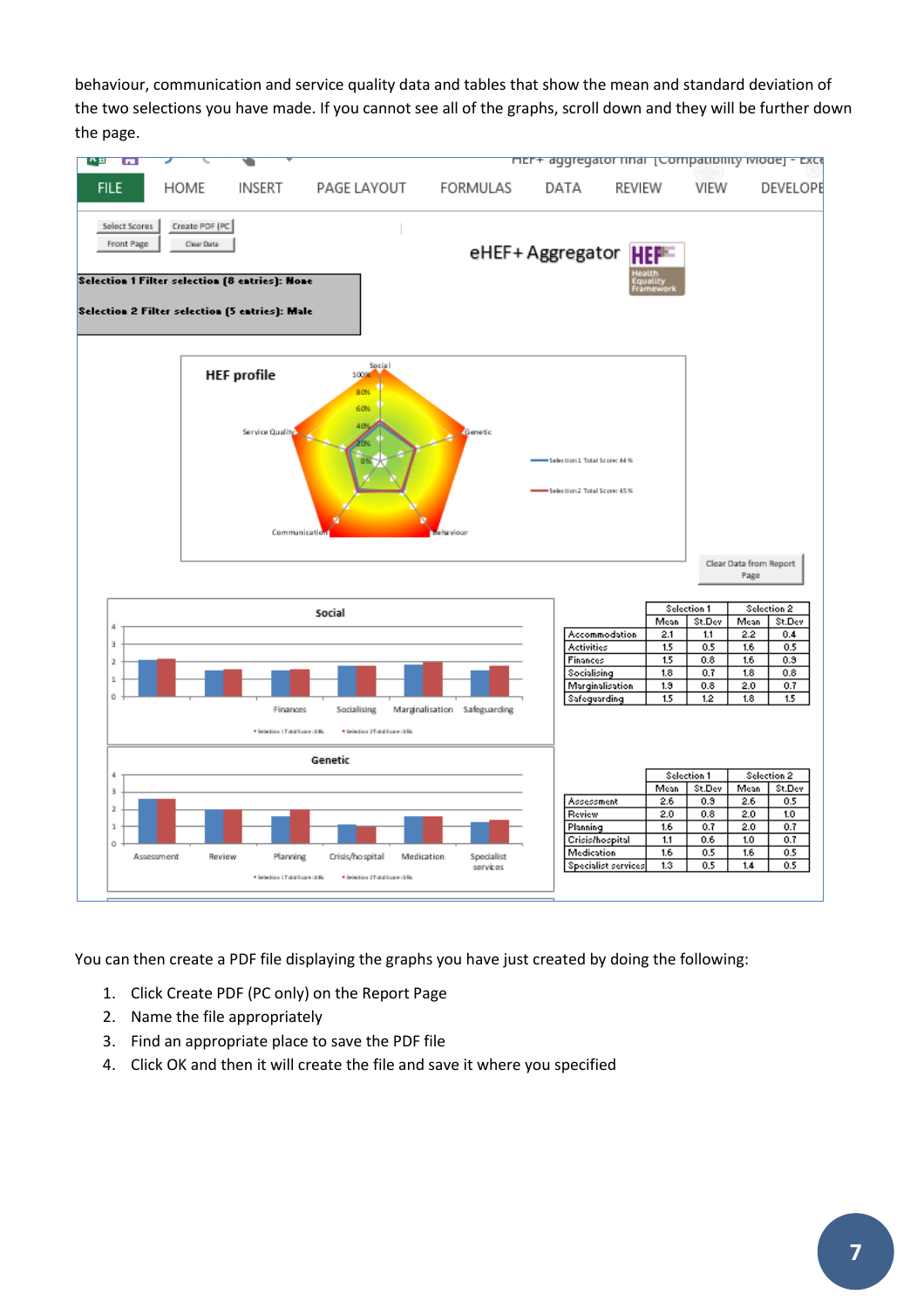behaviour, communication and service quality data and tables that show the mean and standard deviation of the two selections you have made. If you cannot see all of the graphs, scroll down and they will be further down the page.

You can then create a PDF file displaying the graphs you have just created by doing the following:

1. Click Create PDF (PC only) on the Report Page
2. Name the file appropriately
3. Find an appropriate place to save the PDF file
4. Click OK and then it will create the file and save it where you specified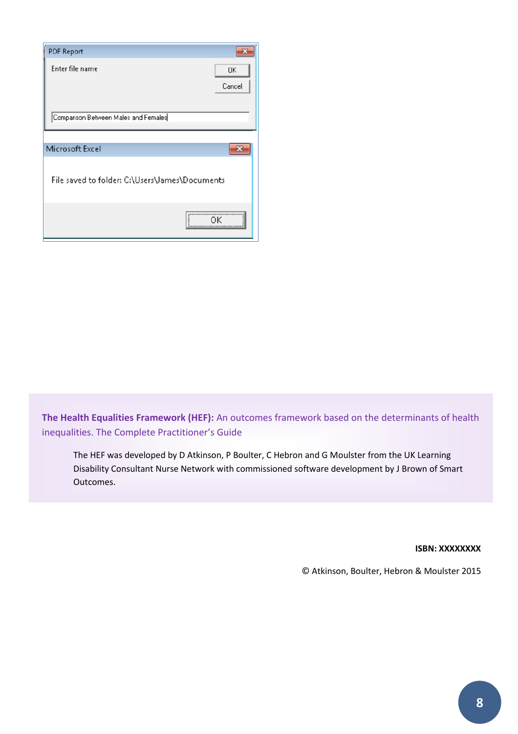PDF Report

Enter file name

OK

Cancel

Comparison Between Males and Females

Microsoft Excel

File saved to folder: C:\Users\James\Documents

OK

**The Health Equalities Framework (HEF):** An outcomes framework based on the determinants of health inequalities. The Complete Practitioner's Guide

The HEF was developed by D Atkinson, P Boulter, C Hebron and G Moulster from the UK Learning Disability Consultant Nurse Network with commissioned software development by J Brown of Smart Outcomes.

**ISBN: XXXXXXXX**

© Atkinson, Boulter, Hebron & Moulster 2015